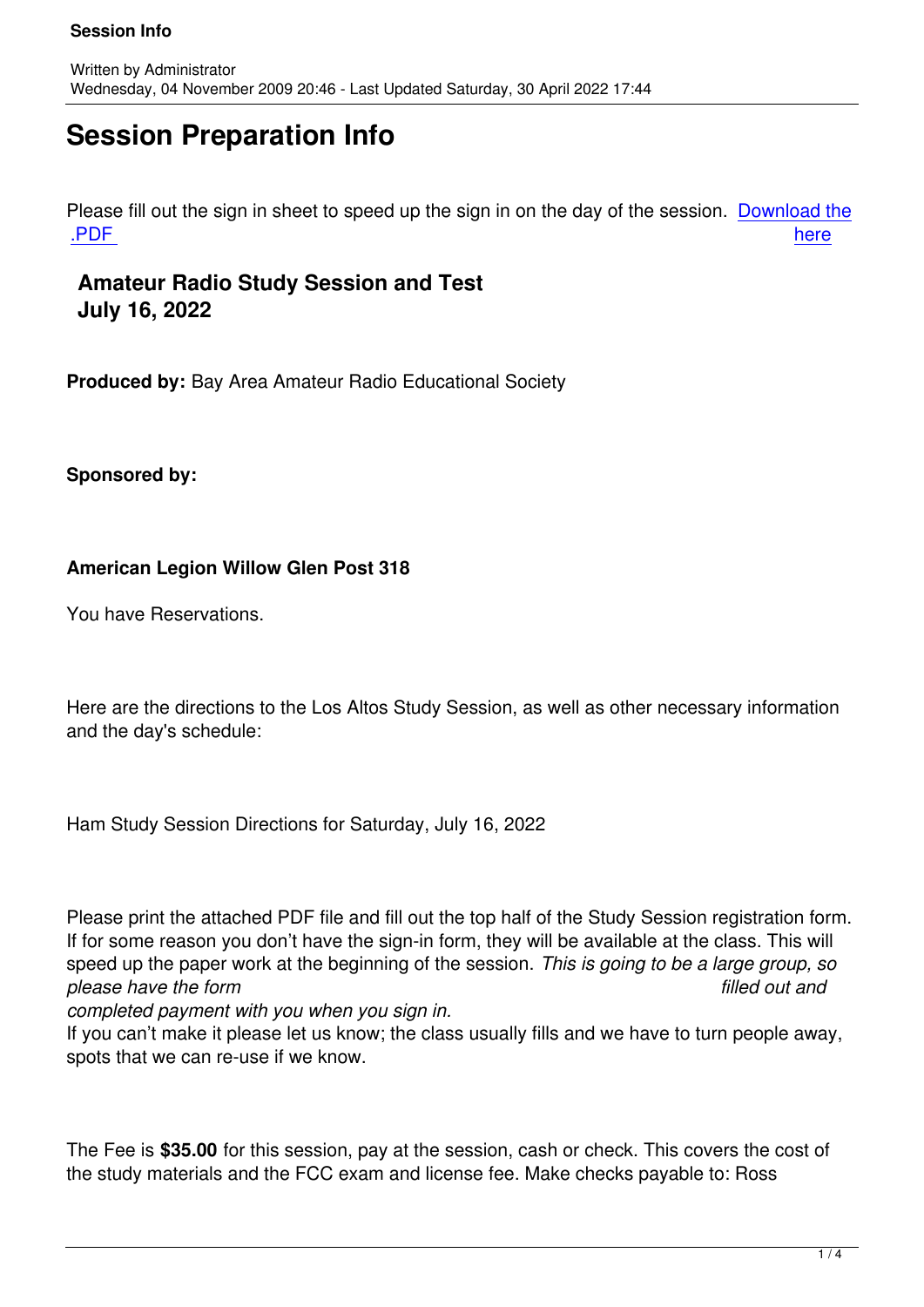Written by Administrator
Wednesday, 04 November 2009 20:46 - Last Updated Saturday, 30 April 2022 17:44

# Session Preparation Info

Please fill out the sign in sheet to speed up the sign in on the day of the session. Download the .PDF here

## Amateur Radio Study Session and Test
## July 16, 2022

**Produced by:** Bay Area Amateur Radio Educational Society

**Sponsored by:**

**American Legion Willow Glen Post 318**

You have Reservations.

Here are the directions to the Los Altos Study Session, as well as other necessary information and the day's schedule:

Ham Study Session Directions for Saturday, July 16, 2022

Please print the attached PDF file and fill out the top half of the Study Session registration form. If for some reason you don't have the sign-in form, they will be available at the class. This will speed up the paper work at the beginning of the session. *This is going to be a large group, so please have the form filled out and completed payment with you when you sign in.*
If you can't make it please let us know; the class usually fills and we have to turn people away, spots that we can re-use if we know.

The Fee is **$35.00** for this session, pay at the session, cash or check. This covers the cost of the study materials and the FCC exam and license fee. Make checks payable to: Ross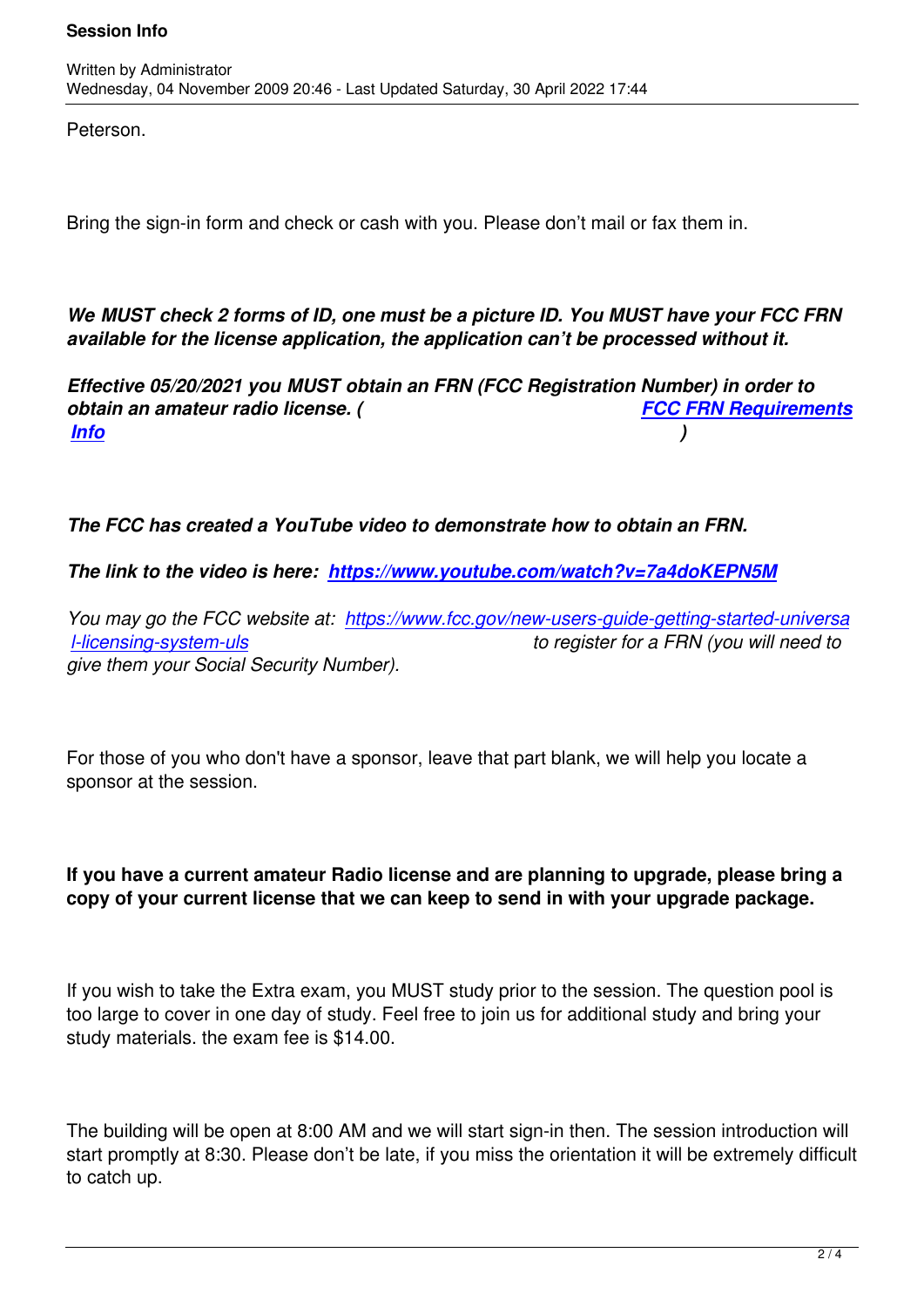Peterson.

Bring the sign-in form and check or cash with you. Please don't mail or fax them in.

***We MUST check 2 forms of ID, one must be a picture ID. You MUST have your FCC FRN available for the license application, the application can't be processed without it.***

***Effective 05/20/2021 you MUST obtain an FRN (FCC Registration Number) in order to obtain an amateur radio license. ( FCC FRN Requirements Info )***

***The FCC has created a YouTube video to demonstrate how to obtain an FRN.***

***The link to the video is here: https://www.youtube.com/watch?v=7a4doKEPN5M***

*You may go the FCC website at: https://www.fcc.gov/new-users-guide-getting-started-universal-licensing-system-uls to register for a FRN (you will need to give them your Social Security Number).*

For those of you who don't have a sponsor, leave that part blank, we will help you locate a sponsor at the session.

**If you have a current amateur Radio license and are planning to upgrade, please bring a copy of your current license that we can keep to send in with your upgrade package.**

If you wish to take the Extra exam, you MUST study prior to the session. The question pool is too large to cover in one day of study. Feel free to join us for additional study and bring your study materials. the exam fee is $14.00.

The building will be open at 8:00 AM and we will start sign-in then. The session introduction will start promptly at 8:30. Please don't be late, if you miss the orientation it will be extremely difficult to catch up.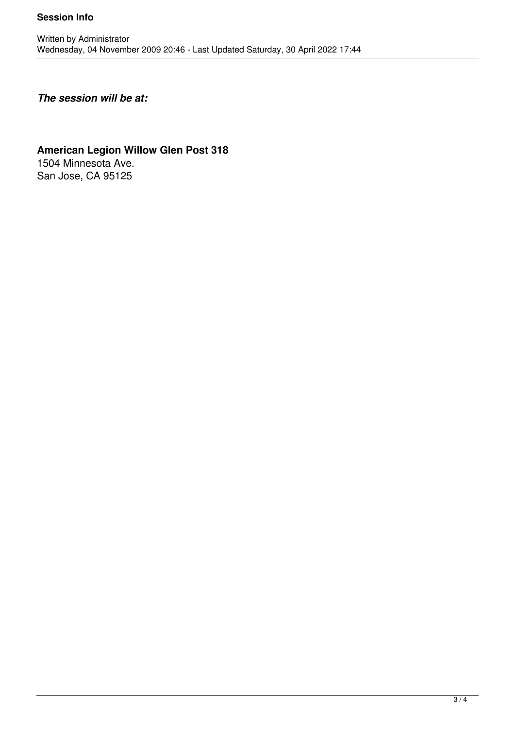***The session will be at:***

**American Legion Willow Glen Post 318**
1504 Minnesota Ave.
San Jose, CA 95125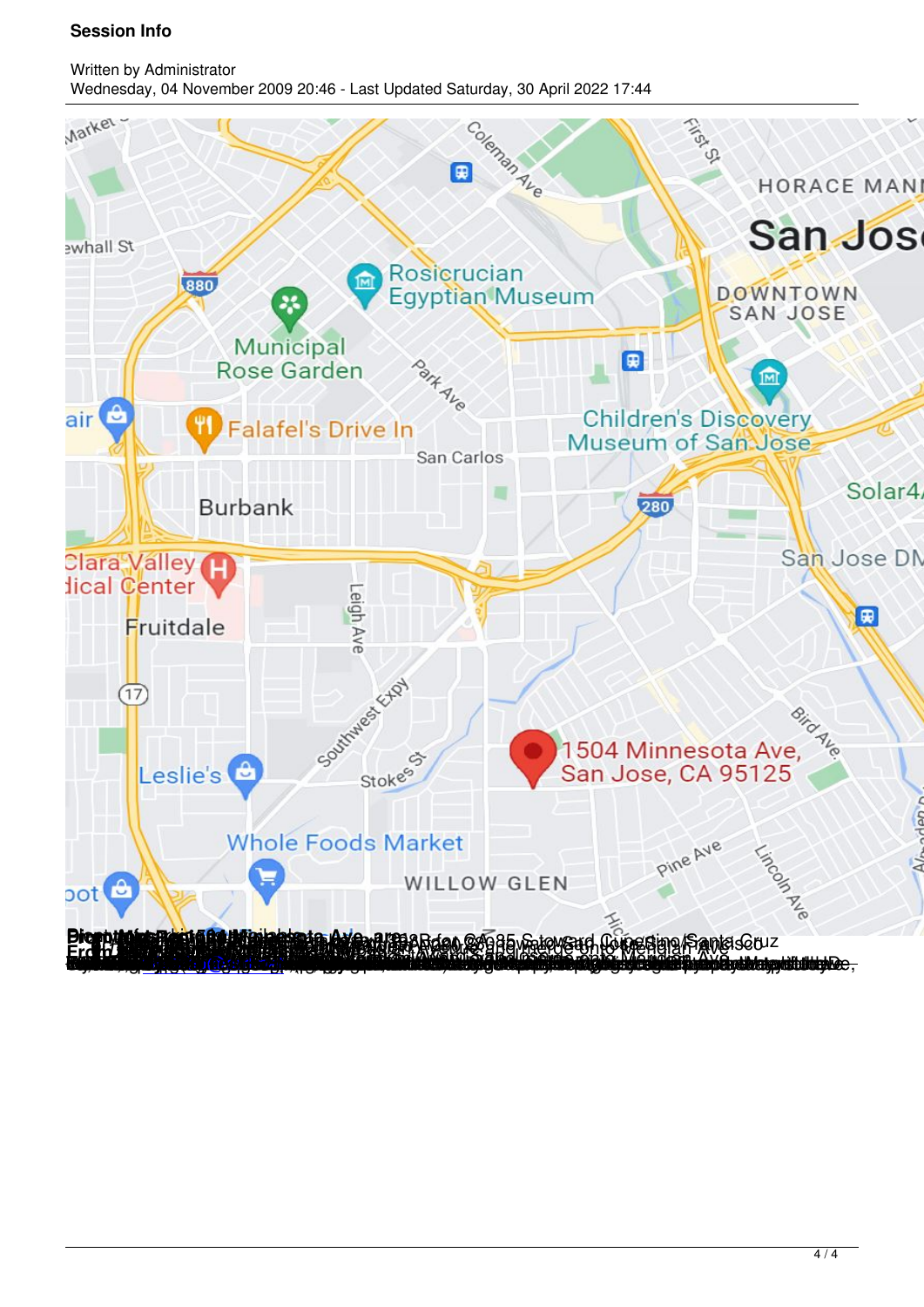Market St
Coleman Ave
First St
HORACE MANN
San Jose
Newhall St
880
Rosicrucian Egyptian Museum
DOWNTOWN SAN JOSE
Municipal Rose Garden
Park Ave
Fair
Falafel's Drive In
Children's Discovery Museum of San Jose
San Carlos
Burbank
280
Solar4
San Jose DM
Santa Clara Valley Medical Center
Leigh Ave
Fruitdale
17
Southwest Expy
Bird Ave
1504 Minnesota Ave, San Jose, CA 95125
Leslie's
Stokes St
Whole Foods Market
Pine Ave
WILLOW GLEN
Lincoln Ave